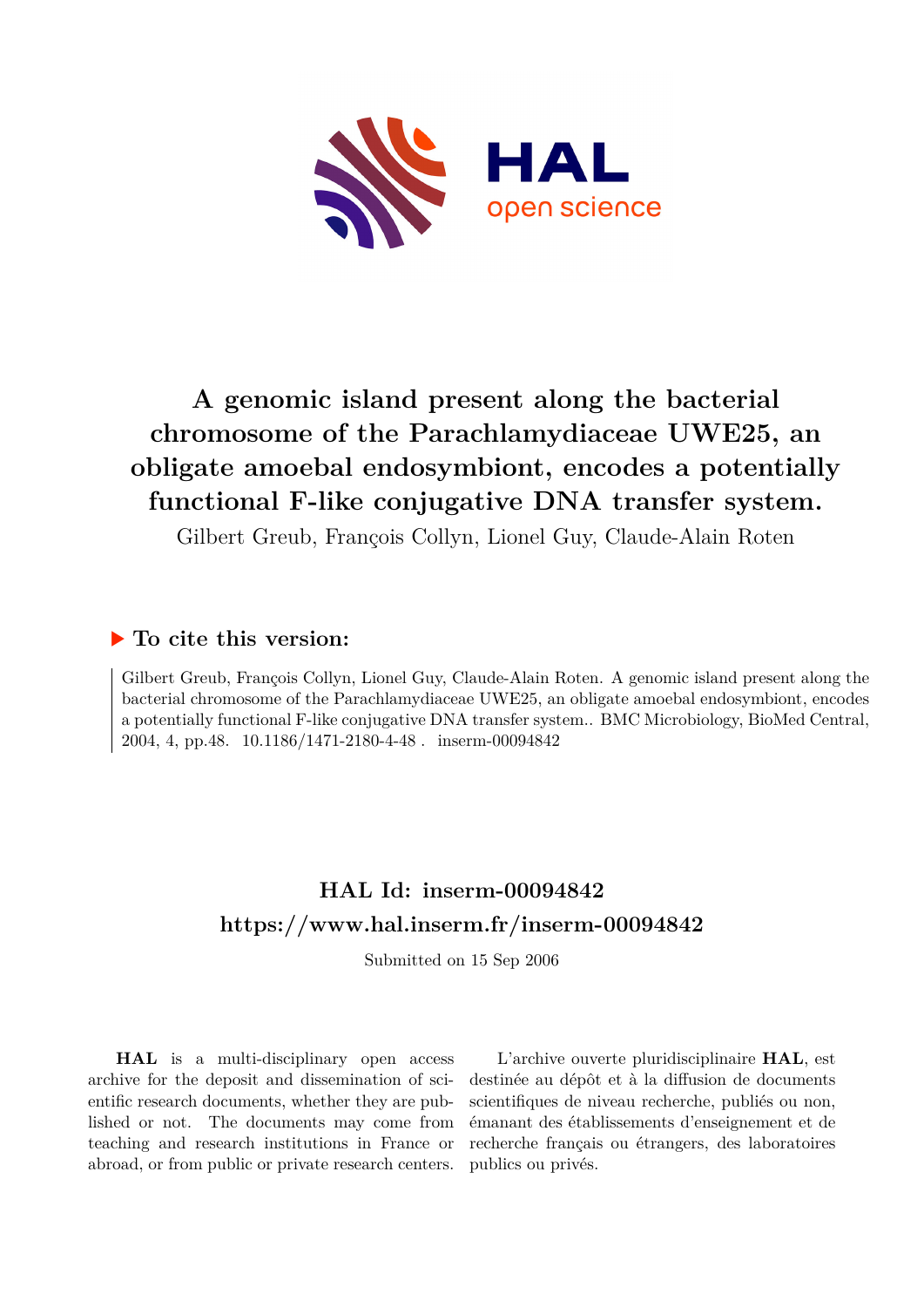# A genomic island present along the bacterial chromosome of the Parachlamydiaceae UWE25, an obligate amoebal endosymbiont, encodes a potentially functional F-like conjugative DNA transfer system.

Gilbert Greub, François Collyn, Lionel Guy, Claude-Alain Roten

## ▶ To cite this version:

Gilbert Greub, François Collyn, Lionel Guy, Claude-Alain Roten. A genomic island present along the bacterial chromosome of the Parachlamydiaceae UWE25, an obligate amoebal endosymbiont, encodes a potentially functional F-like conjugative DNA transfer system.. BMC Microbiology, BioMed Central, 2004, 4, pp.48. 10.1186/1471-2180-4-48 . inserm-00094842

## HAL Id: inserm-00094842
## https://www.hal.inserm.fr/inserm-00094842

Submitted on 15 Sep 2006

**HAL** is a multi-disciplinary open access archive for the deposit and dissemination of scientific research documents, whether they are published or not. The documents may come from teaching and research institutions in France or abroad, or from public or private research centers.

L'archive ouverte pluridisciplinaire **HAL**, est destinée au dépôt et à la diffusion de documents scientifiques de niveau recherche, publiés ou non, émanant des établissements d'enseignement et de recherche français ou étrangers, des laboratoires publics ou privés.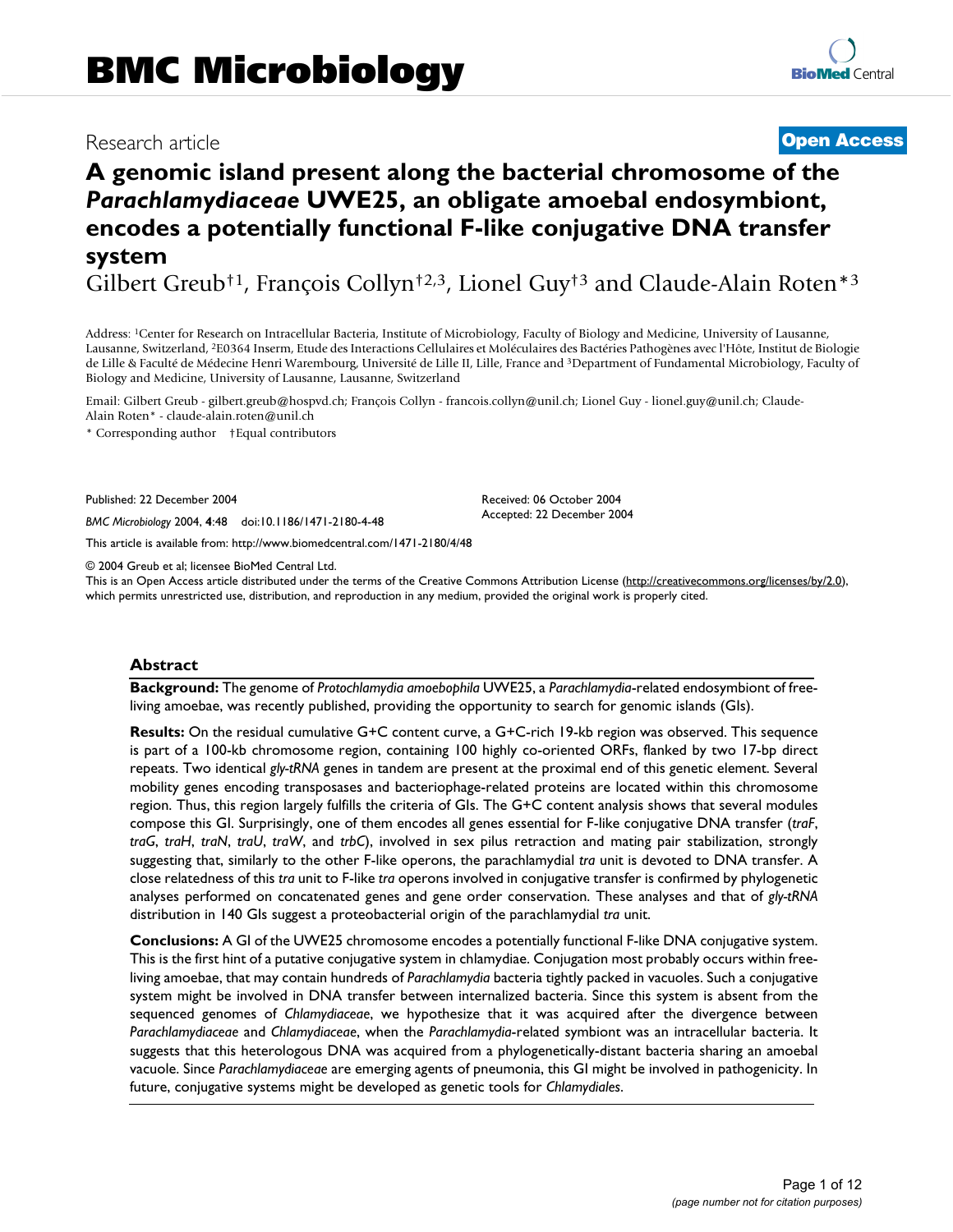# BMC Microbiology

Research article

**Open Access**

# A genomic island present along the bacterial chromosome of the *Parachlamydiaceae* UWE25, an obligate amoebal endosymbiont, encodes a potentially functional F-like conjugative DNA transfer system

Gilbert Greub†[1], François Collyn†[2,3], Lionel Guy†[3] and Claude-Alain Roten*[3]

Address: [1]Center for Research on Intracellular Bacteria, Institute of Microbiology, Faculty of Biology and Medicine, University of Lausanne, Lausanne, Switzerland, [2]E0364 Inserm, Etude des Interactions Cellulaires et Moléculaires des Bactéries Pathogènes avec l'Hôte, Institut de Biologie de Lille & Faculté de Médecine Henri Warembourg, Université de Lille II, Lille, France and [3]Department of Fundamental Microbiology, Faculty of Biology and Medicine, University of Lausanne, Lausanne, Switzerland

Email: Gilbert Greub - gilbert.greub@hospvd.ch; François Collyn - francois.collyn@unil.ch; Lionel Guy - lionel.guy@unil.ch; Claude-Alain Roten* - claude-alain.roten@unil.ch

\* Corresponding author †Equal contributors

Published: 22 December 2004

*BMC Microbiology* 2004, **4**:48 doi:10.1186/1471-2180-4-48

Received: 06 October 2004

Accepted: 22 December 2004

This article is available from: http://www.biomedcentral.com/1471-2180/4/48

© 2004 Greub et al; licensee BioMed Central Ltd.

This is an Open Access article distributed under the terms of the Creative Commons Attribution License (http://creativecommons.org/licenses/by/2.0), which permits unrestricted use, distribution, and reproduction in any medium, provided the original work is properly cited.

## Abstract

**Background:** The genome of *Protochlamydia amoebophila* UWE25, a *Parachlamydia*-related endosymbiont of free-living amoebae, was recently published, providing the opportunity to search for genomic islands (GIs).

**Results:** On the residual cumulative G+C content curve, a G+C-rich 19-kb region was observed. This sequence is part of a 100-kb chromosome region, containing 100 highly co-oriented ORFs, flanked by two 17-bp direct repeats. Two identical *gly-tRNA* genes in tandem are present at the proximal end of this genetic element. Several mobility genes encoding transposases and bacteriophage-related proteins are located within this chromosome region. Thus, this region largely fulfills the criteria of GIs. The G+C content analysis shows that several modules compose this GI. Surprisingly, one of them encodes all genes essential for F-like conjugative DNA transfer (*traF*, *traG*, *traH*, *traN*, *traU*, *traW*, and *trbC*), involved in sex pilus retraction and mating pair stabilization, strongly suggesting that, similarly to the other F-like operons, the parachlamydial *tra* unit is devoted to DNA transfer. A close relatedness of this *tra* unit to F-like *tra* operons involved in conjugative transfer is confirmed by phylogenetic analyses performed on concatenated genes and gene order conservation. These analyses and that of *gly-tRNA* distribution in 140 GIs suggest a proteobacterial origin of the parachlamydial *tra* unit.

**Conclusions:** A GI of the UWE25 chromosome encodes a potentially functional F-like DNA conjugative system. This is the first hint of a putative conjugative system in chlamydiae. Conjugation most probably occurs within free-living amoebae, that may contain hundreds of *Parachlamydia* bacteria tightly packed in vacuoles. Such a conjugative system might be involved in DNA transfer between internalized bacteria. Since this system is absent from the sequenced genomes of *Chlamydiaceae*, we hypothesize that it was acquired after the divergence between *Parachlamydiaceae* and *Chlamydiaceae*, when the *Parachlamydia*-related symbiont was an intracellular bacteria. It suggests that this heterologous DNA was acquired from a phylogenetically-distant bacteria sharing an amoebal vacuole. Since *Parachlamydiaceae* are emerging agents of pneumonia, this GI might be involved in pathogenicity. In future, conjugative systems might be developed as genetic tools for *Chlamydiales*.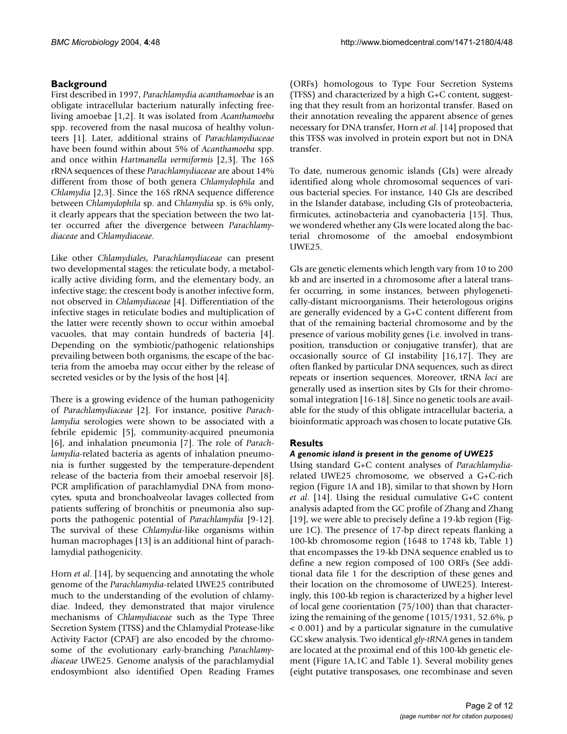## Background

First described in 1997, *Parachlamydia acanthamoebae* is an obligate intracellular bacterium naturally infecting free-living amoebae [1,2]. It was isolated from *Acanthamoeba* spp. recovered from the nasal mucosa of healthy volunteers [1]. Later, additional strains of *Parachlamydiaceae* have been found within about 5% of *Acanthamoeba* spp. and once within *Hartmanella vermiformis* [2,3]. The 16S rRNA sequences of these *Parachlamydiaceae* are about 14% different from those of both genera *Chlamydophila* and *Chlamydia* [2,3]. Since the 16S rRNA sequence difference between *Chlamydophila* sp. and *Chlamydia* sp. is 6% only, it clearly appears that the speciation between the two latter occurred after the divergence between *Parachlamydiaceae* and *Chlamydiaceae*.

Like other *Chlamydiales*, *Parachlamydiaceae* can present two developmental stages: the reticulate body, a metabolically active dividing form, and the elementary body, an infective stage; the crescent body is another infective form, not observed in *Chlamydiaceae* [4]. Differentiation of the infective stages in reticulate bodies and multiplication of the latter were recently shown to occur within amoebal vacuoles, that may contain hundreds of bacteria [4]. Depending on the symbiotic/pathogenic relationships prevailing between both organisms, the escape of the bacteria from the amoeba may occur either by the release of secreted vesicles or by the lysis of the host [4].

There is a growing evidence of the human pathogenicity of *Parachlamydiaceae* [2]. For instance, positive *Parachlamydia* serologies were shown to be associated with a febrile epidemic [5], community-acquired pneumonia [6], and inhalation pneumonia [7]. The role of *Parachlamydia*-related bacteria as agents of inhalation pneumonia is further suggested by the temperature-dependent release of the bacteria from their amoebal reservoir [8]. PCR amplification of parachlamydial DNA from monocytes, sputa and bronchoalveolar lavages collected from patients suffering of bronchitis or pneumonia also supports the pathogenic potential of *Parachlamydia* [9-12]. The survival of these *Chlamydia*-like organisms within human macrophages [13] is an additional hint of parachlamydial pathogenicity.

Horn *et al*. [14], by sequencing and annotating the whole genome of the *Parachlamydia*-related UWE25 contributed much to the understanding of the evolution of chlamydiae. Indeed, they demonstrated that major virulence mechanisms of *Chlamydiaceae* such as the Type Three Secretion System (TTSS) and the Chlamydial Protease-like Activity Factor (CPAF) are also encoded by the chromosome of the evolutionary early-branching *Parachlamydiaceae* UWE25. Genome analysis of the parachlamydial endosymbiont also identified Open Reading Frames (ORFs) homologous to Type Four Secretion Systems (TFSS) and characterized by a high G+C content, suggesting that they result from an horizontal transfer. Based on their annotation revealing the apparent absence of genes necessary for DNA transfer, Horn *et al*. [14] proposed that this TFSS was involved in protein export but not in DNA transfer.

To date, numerous genomic islands (GIs) were already identified along whole chromosomal sequences of various bacterial species. For instance, 140 GIs are described in the Islander database, including GIs of proteobacteria, firmicutes, actinobacteria and cyanobacteria [15]. Thus, we wondered whether any GIs were located along the bacterial chromosome of the amoebal endosymbiont UWE25.

GIs are genetic elements which length vary from 10 to 200 kb and are inserted in a chromosome after a lateral transfer occurring, in some instances, between phylogenetically-distant microorganisms. Their heterologous origins are generally evidenced by a G+C content different from that of the remaining bacterial chromosome and by the presence of various mobility genes (i.e. involved in transposition, transduction or conjugative transfer), that are occasionally source of GI instability [16,17]. They are often flanked by particular DNA sequences, such as direct repeats or insertion sequences. Moreover, tRNA *loci* are generally used as insertion sites by GIs for their chromosomal integration [16-18]. Since no genetic tools are available for the study of this obligate intracellular bacteria, a bioinformatic approach was chosen to locate putative GIs.

## Results

### *A genomic island is present in the genome of UWE25*

Using standard G+C content analyses of *Parachlamydia*-related UWE25 chromosome, we observed a G+C-rich region (Figure 1A and 1B), similar to that shown by Horn *et al*. [14]. Using the residual cumulative G+C content analysis adapted from the GC profile of Zhang and Zhang [19], we were able to precisely define a 19-kb region (Figure 1C). The presence of 17-bp direct repeats flanking a 100-kb chromosome region (1648 to 1748 kb, Table 1) that encompasses the 19-kb DNA sequence enabled us to define a new region composed of 100 ORFs (See additional data file 1 for the description of these genes and their location on the chromosome of UWE25). Interestingly, this 100-kb region is characterized by a higher level of local gene coorientation (75/100) than that characterizing the remaining of the genome (1015/1931, 52.6%, $p < 0.001$) and by a particular signature in the cumulative GC skew analysis. Two identical *gly-tRNA* genes in tandem are located at the proximal end of this 100-kb genetic element (Figure 1A,1C and Table 1). Several mobility genes (eight putative transposases, one recombinase and seven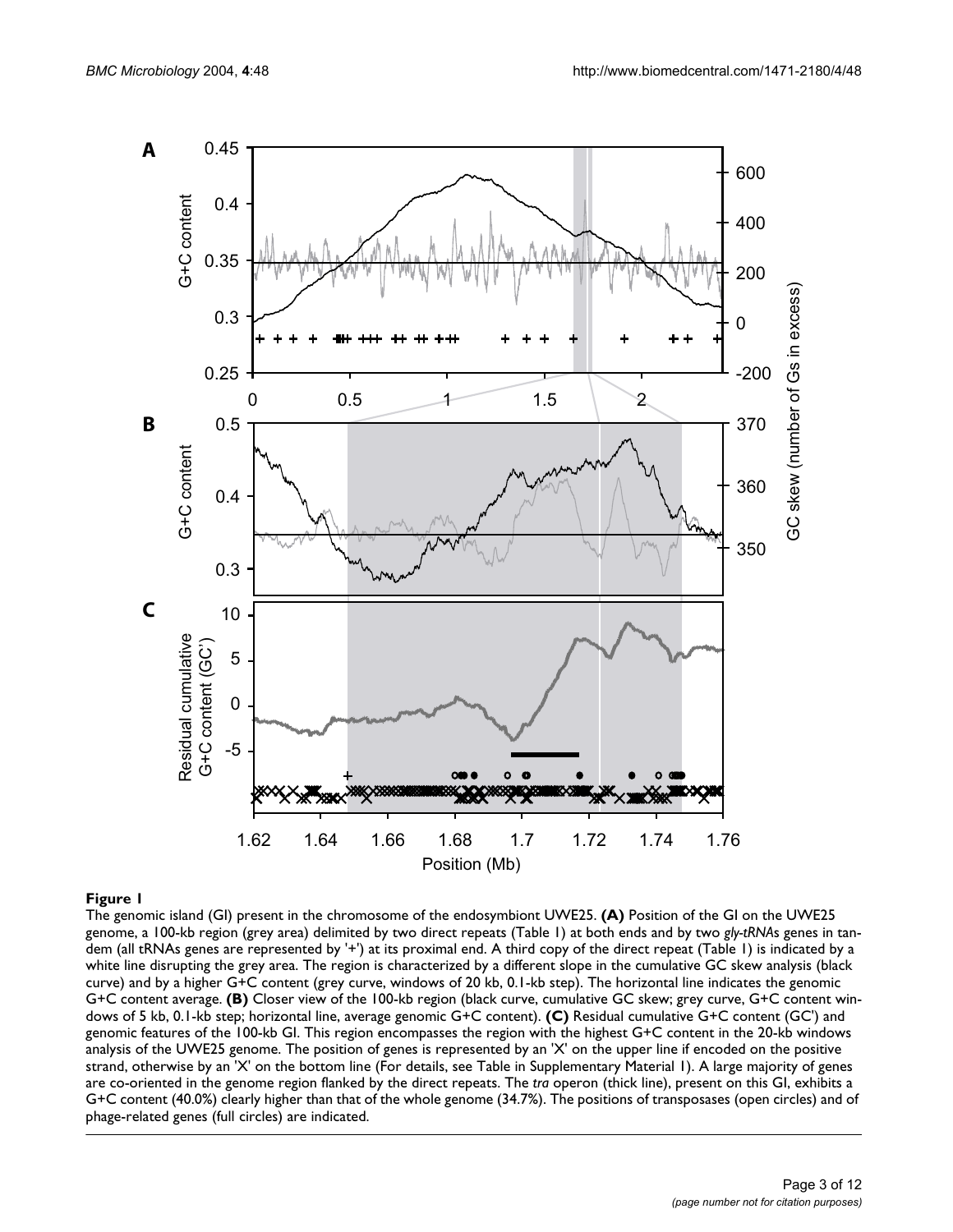**Figure 1**

The genomic island (GI) present in the chromosome of the endosymbiont UWE25. **(A)** Position of the GI on the UWE25 genome, a 100-kb region (grey area) delimited by two direct repeats (Table 1) at both ends and by two *gly-tRNAs* genes in tandem (all tRNAs genes are represented by '+') at its proximal end. A third copy of the direct repeat (Table 1) is indicated by a white line disrupting the grey area. The region is characterized by a different slope in the cumulative GC skew analysis (black curve) and by a higher G+C content (grey curve, windows of 20 kb, 0.1-kb step). The horizontal line indicates the genomic G+C content average. **(B)** Closer view of the 100-kb region (black curve, cumulative GC skew; grey curve, G+C content windows of 5 kb, 0.1-kb step; horizontal line, average genomic G+C content). **(C)** Residual cumulative G+C content (GC') and genomic features of the 100-kb GI. This region encompasses the region with the highest G+C content in the 20-kb windows analysis of the UWE25 genome. The position of genes is represented by an 'X' on the upper line if encoded on the positive strand, otherwise by an 'X' on the bottom line (For details, see Table in Supplementary Material 1). A large majority of genes are co-oriented in the genome region flanked by the direct repeats. The *tra* operon (thick line), present on this GI, exhibits a G+C content (40.0%) clearly higher than that of the whole genome (34.7%). The positions of transposases (open circles) and of phage-related genes (full circles) are indicated.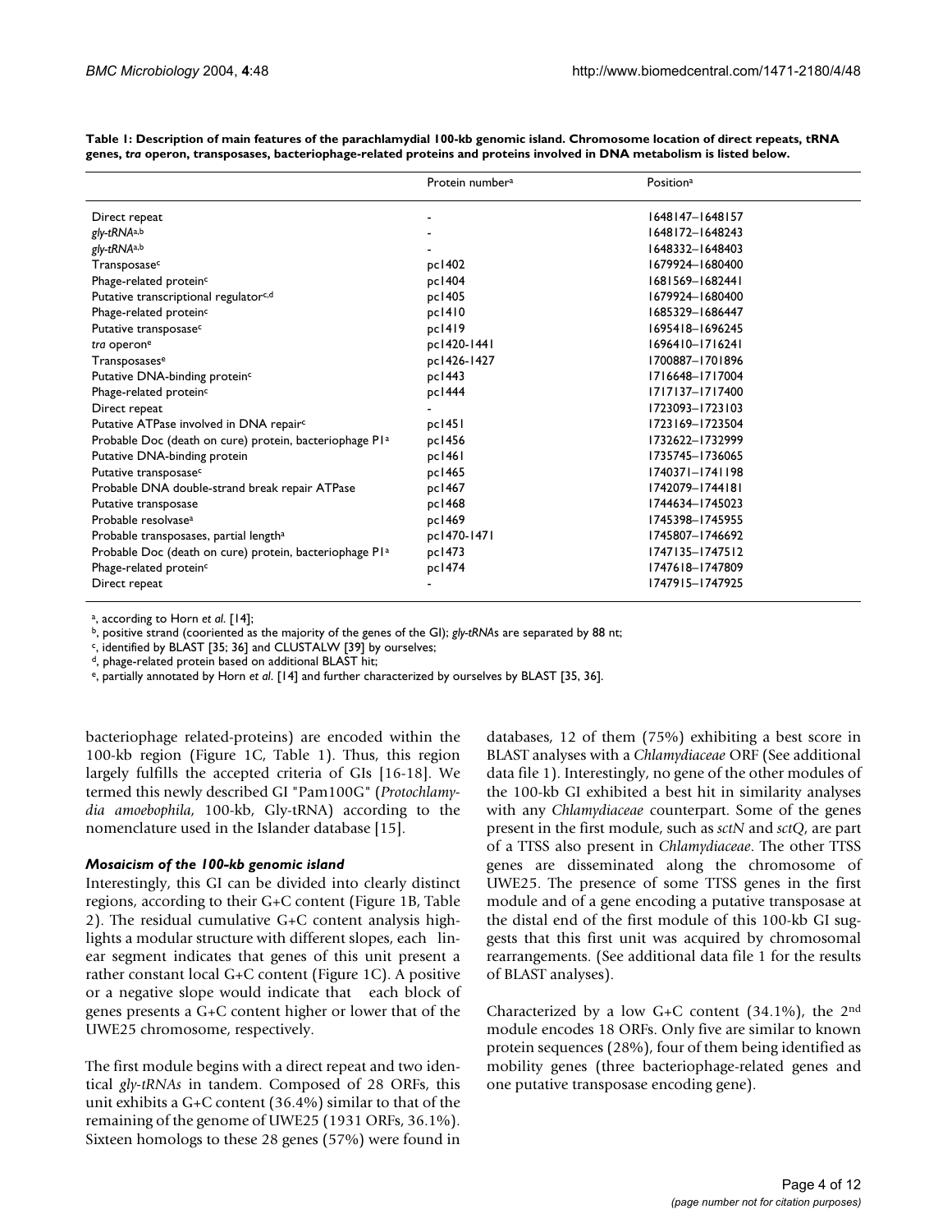**Table 1: Description of main features of the parachlamydial 100-kb genomic island. Chromosome location of direct repeats, tRNA genes, *tra* operon, transposases, bacteriophage-related proteins and proteins involved in DNA metabolism is listed below.**

| | Protein number[a] | Position[a] |
|---|---|---|
| Direct repeat | - | 1648147–1648157 |
| *gly-tRNA*[a,b] | - | 1648172–1648243 |
| *gly-tRNA*[a,b] | - | 1648332–1648403 |
| Transposase[c] | pc1402 | 1679924–1680400 |
| Phage-related protein[c] | pc1404 | 1681569–1682441 |
| Putative transcriptional regulator[c,d] | pc1405 | 1679924–1680400 |
| Phage-related protein[c] | pc1410 | 1685329–1686447 |
| Putative transposase[c] | pc1419 | 1695418–1696245 |
| *tra* operon[e] | pc1420-1441 | 1696410–1716241 |
| Transposases[e] | pc1426-1427 | 1700887–1701896 |
| Putative DNA-binding protein[c] | pc1443 | 1716648–1717004 |
| Phage-related protein[c] | pc1444 | 1717137–1717400 |
| Direct repeat | - | 1723093–1723103 |
| Putative ATPase involved in DNA repair[c] | pc1451 | 1723169–1723504 |
| Probable Doc (death on cure) protein, bacteriophage P1[a] | pc1456 | 1732622–1732999 |
| Putative DNA-binding protein | pc1461 | 1735745–1736065 |
| Putative transposase[c] | pc1465 | 1740371–1741198 |
| Probable DNA double-strand break repair ATPase | pc1467 | 1742079–1744181 |
| Putative transposase | pc1468 | 1744634–1745023 |
| Probable resolvase[a] | pc1469 | 1745398–1745955 |
| Probable transposases, partial length[a] | pc1470-1471 | 1745807–1746692 |
| Probable Doc (death on cure) protein, bacteriophage P1[a] | pc1473 | 1747135–1747512 |
| Phage-related protein[c] | pc1474 | 1747618–1747809 |
| Direct repeat | - | 1747915–1747925 |

[a], according to Horn *et al.* [14];
[b], positive strand (cooriented as the majority of the genes of the GI); *gly-tRNA*s are separated by 88 nt;
[c], identified by BLAST [35; 36] and CLUSTALW [39] by ourselves;
[d], phage-related protein based on additional BLAST hit;
[e], partially annotated by Horn *et al.* [14] and further characterized by ourselves by BLAST [35, 36].

bacteriophage related-proteins) are encoded within the 100-kb region (Figure 1C, Table 1). Thus, this region largely fulfills the accepted criteria of GIs [16-18]. We termed this newly described GI "Pam100G" (*Protochlamydia amoebophila*, 100-kb, Gly-tRNA) according to the nomenclature used in the Islander database [15].

### *Mosaicism of the 100-kb genomic island*

Interestingly, this GI can be divided into clearly distinct regions, according to their G+C content (Figure 1B, Table 2). The residual cumulative G+C content analysis highlights a modular structure with different slopes, each linear segment indicates that genes of this unit present a rather constant local G+C content (Figure 1C). A positive or a negative slope would indicate that each block of genes presents a G+C content higher or lower that of the UWE25 chromosome, respectively.

The first module begins with a direct repeat and two identical *gly-tRNAs* in tandem. Composed of 28 ORFs, this unit exhibits a G+C content (36.4%) similar to that of the remaining of the genome of UWE25 (1931 ORFs, 36.1%). Sixteen homologs to these 28 genes (57%) were found in databases, 12 of them (75%) exhibiting a best score in BLAST analyses with a *Chlamydiaceae* ORF (See additional data file 1). Interestingly, no gene of the other modules of the 100-kb GI exhibited a best hit in similarity analyses with any *Chlamydiaceae* counterpart. Some of the genes present in the first module, such as *sctN* and *sctQ*, are part of a TTSS also present in *Chlamydiaceae*. The other TTSS genes are disseminated along the chromosome of UWE25. The presence of some TTSS genes in the first module and of a gene encoding a putative transposase at the distal end of the first module of this 100-kb GI suggests that this first unit was acquired by chromosomal rearrangements. (See additional data file 1 for the results of BLAST analyses).

Characterized by a low G+C content (34.1%), the 2nd module encodes 18 ORFs. Only five are similar to known protein sequences (28%), four of them being identified as mobility genes (three bacteriophage-related genes and one putative transposase encoding gene).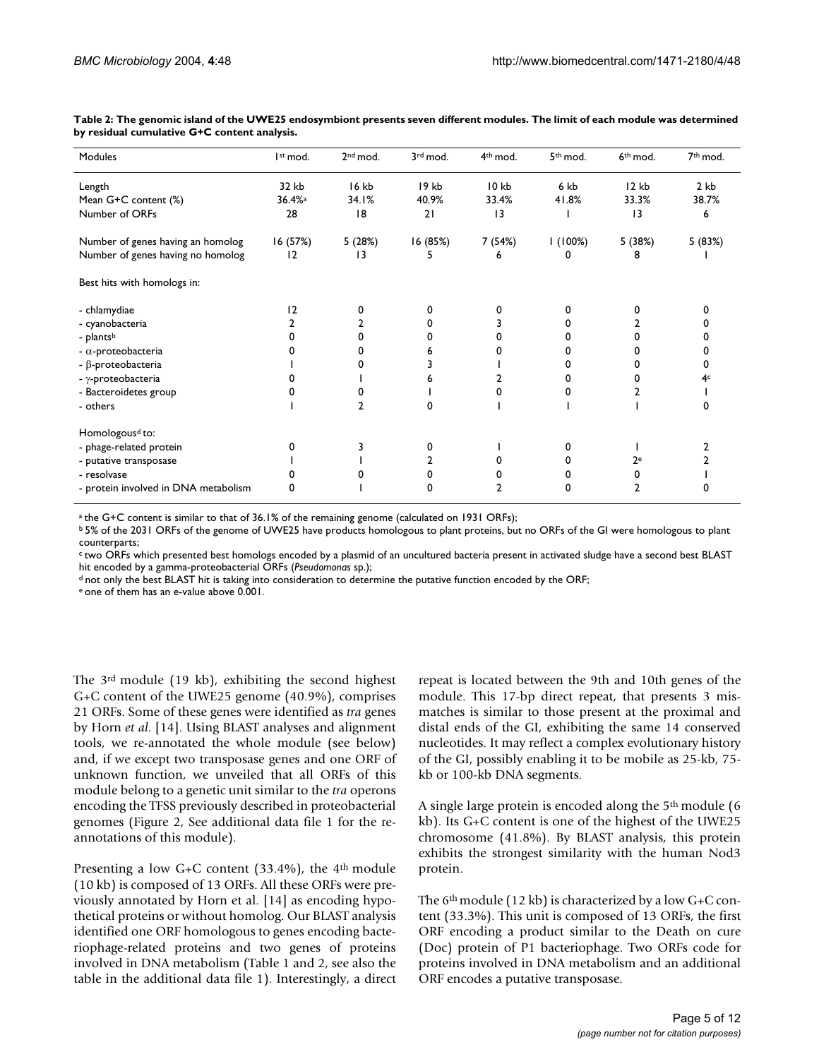**Table 2: The genomic island of the UWE25 endosymbiont presents seven different modules. The limit of each module was determined by residual cumulative G+C content analysis.**

| Modules | 1st mod. | 2nd mod. | 3rd mod. | 4th mod. | 5th mod. | 6th mod. | 7th mod. |
|---|---|---|---|---|---|---|---|
| Length | 32 kb | 16 kb | 19 kb | 10 kb | 6 kb | 12 kb | 2 kb |
| Mean G+C content (%) | 36.4%[a] | 34.1% | 40.9% | 33.4% | 41.8% | 33.3% | 38.7% |
| Number of ORFs | 28 | 18 | 21 | 13 | 1 | 13 | 6 |
| Number of genes having an homolog | 16 (57%) | 5 (28%) | 16 (85%) | 7 (54%) | 1 (100%) | 5 (38%) | 5 (83%) |
| Number of genes having no homolog | 12 | 13 | 5 | 6 | 0 | 8 | 1 |
| Best hits with homologs in: | | | | | | | |
| - chlamydiae | 12 | 0 | 0 | 0 | 0 | 0 | 0 |
| - cyanobacteria | 2 | 2 | 0 | 3 | 0 | 2 | 0 |
| - plants[b] | 0 | 0 | 0 | 0 | 0 | 0 | 0 |
| - α-proteobacteria | 0 | 0 | 6 | 0 | 0 | 0 | 0 |
| - β-proteobacteria | 1 | 0 | 3 | 1 | 0 | 0 | 0 |
| - γ-proteobacteria | 0 | 1 | 6 | 2 | 0 | 0 | 4[c] |
| - Bacteroidetes group | 0 | 0 | 1 | 0 | 0 | 2 | 1 |
| - others | 1 | 2 | 0 | 1 | 1 | 1 | 0 |
| Homologous[d] to: | | | | | | | |
| - phage-related protein | 0 | 3 | 0 | 1 | 0 | 1 | 2 |
| - putative transposase | 1 | 1 | 2 | 0 | 0 | 2[e] | 2 |
| - resolvase | 0 | 0 | 0 | 0 | 0 | 0 | 1 |
| - protein involved in DNA metabolism | 0 | 1 | 0 | 2 | 0 | 2 | 0 |

[a] the G+C content is similar to that of 36.1% of the remaining genome (calculated on 1931 ORFs);
[b] 5% of the 2031 ORFs of the genome of UWE25 have products homologous to plant proteins, but no ORFs of the GI were homologous to plant counterparts;
[c] two ORFs which presented best homologs encoded by a plasmid of an uncultured bacteria present in activated sludge have a second best BLAST hit encoded by a gamma-proteobacterial ORFs (*Pseudomonas* sp.);
[d] not only the best BLAST hit is taking into consideration to determine the putative function encoded by the ORF;
[e] one of them has an e-value above 0.001.

The 3rd module (19 kb), exhibiting the second highest G+C content of the UWE25 genome (40.9%), comprises 21 ORFs. Some of these genes were identified as *tra* genes by Horn *et al*. [14]. Using BLAST analyses and alignment tools, we re-annotated the whole module (see below) and, if we except two transposase genes and one ORF of unknown function, we unveiled that all ORFs of this module belong to a genetic unit similar to the *tra* operons encoding the TFSS previously described in proteobacterial genomes (Figure 2, See additional data file 1 for the re-annotations of this module).

Presenting a low G+C content (33.4%), the 4th module (10 kb) is composed of 13 ORFs. All these ORFs were previously annotated by Horn et al. [14] as encoding hypothetical proteins or without homolog. Our BLAST analysis identified one ORF homologous to genes encoding bacteriophage-related proteins and two genes of proteins involved in DNA metabolism (Table 1 and 2, see also the table in the additional data file 1). Interestingly, a direct repeat is located between the 9th and 10th genes of the module. This 17-bp direct repeat, that presents 3 mismatches is similar to those present at the proximal and distal ends of the GI, exhibiting the same 14 conserved nucleotides. It may reflect a complex evolutionary history of the GI, possibly enabling it to be mobile as 25-kb, 75-kb or 100-kb DNA segments.

A single large protein is encoded along the 5th module (6 kb). Its G+C content is one of the highest of the UWE25 chromosome (41.8%). By BLAST analysis, this protein exhibits the strongest similarity with the human Nod3 protein.

The 6th module (12 kb) is characterized by a low G+C content (33.3%). This unit is composed of 13 ORFs, the first ORF encoding a product similar to the Death on cure (Doc) protein of P1 bacteriophage. Two ORFs code for proteins involved in DNA metabolism and an additional ORF encodes a putative transposase.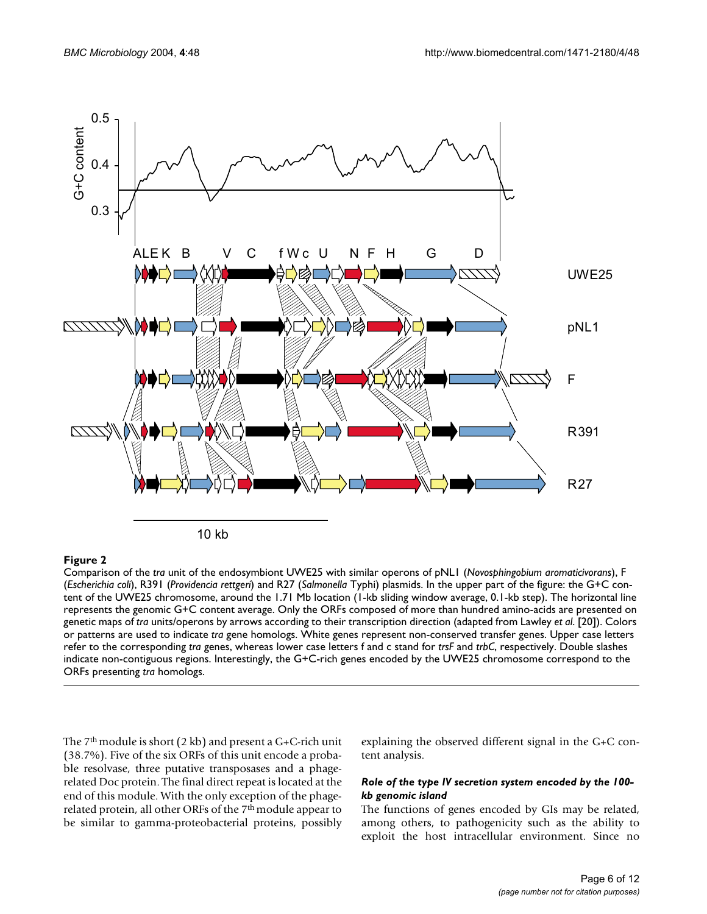**Figure 2**

Comparison of the *tra* unit of the endosymbiont UWE25 with similar operons of pNL1 (*Novosphingobium aromaticivorans*), F (*Escherichia coli*), R391 (*Providencia rettgeri*) and R27 (*Salmonella* Typhi) plasmids. In the upper part of the figure: the G+C content of the UWE25 chromosome, around the 1.71 Mb location (1-kb sliding window average, 0.1-kb step). The horizontal line represents the genomic G+C content average. Only the ORFs composed of more than hundred amino-acids are presented on genetic maps of *tra* units/operons by arrows according to their transcription direction (adapted from Lawley *et al.* [20]). Colors or patterns are used to indicate *tra* gene homologs. White genes represent non-conserved transfer genes. Upper case letters refer to the corresponding *tra* genes, whereas lower case letters f and c stand for *trsF* and *trbC*, respectively. Double slashes indicate non-contiguous regions. Interestingly, the G+C-rich genes encoded by the UWE25 chromosome correspond to the ORFs presenting *tra* homologs.

The 7[th] module is short (2 kb) and present a G+C-rich unit (38.7%). Five of the six ORFs of this unit encode a probable resolvase, three putative transposases and a phage-related Doc protein. The final direct repeat is located at the end of this module. With the only exception of the phage-related protein, all other ORFs of the 7[th] module appear to be similar to gamma-proteobacterial proteins, possibly explaining the observed different signal in the G+C content analysis.

### *Role of the type IV secretion system encoded by the 100-kb genomic island*

The functions of genes encoded by GIs may be related, among others, to pathogenicity such as the ability to exploit the host intracellular environment. Since no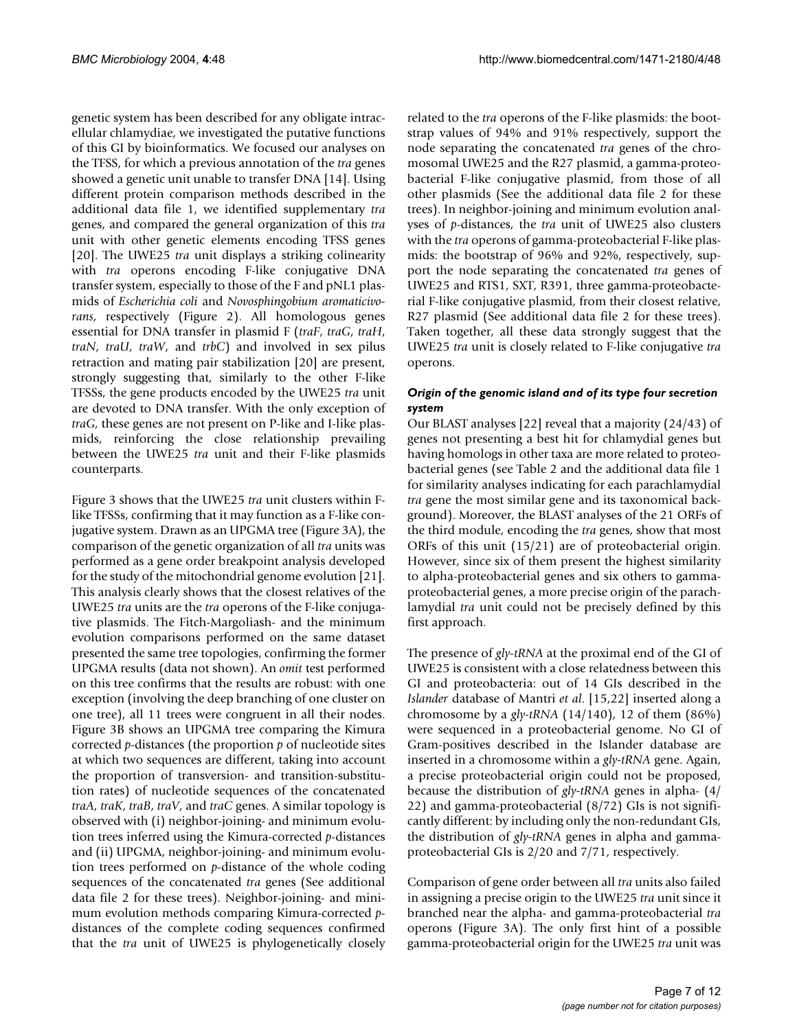genetic system has been described for any obligate intracellular chlamydiae, we investigated the putative functions of this GI by bioinformatics. We focused our analyses on the TFSS, for which a previous annotation of the *tra* genes showed a genetic unit unable to transfer DNA [14]. Using different protein comparison methods described in the additional data file 1, we identified supplementary *tra* genes, and compared the general organization of this *tra* unit with other genetic elements encoding TFSS genes [20]. The UWE25 *tra* unit displays a striking colinearity with *tra* operons encoding F-like conjugative DNA transfer system, especially to those of the F and pNL1 plasmids of *Escherichia coli* and *Novosphingobium aromaticivorans*, respectively (Figure 2). All homologous genes essential for DNA transfer in plasmid F (*traF*, *traG*, *traH*, *traN*, *traU*, *traW*, and *trbC*) and involved in sex pilus retraction and mating pair stabilization [20] are present, strongly suggesting that, similarly to the other F-like TFSSs, the gene products encoded by the UWE25 *tra* unit are devoted to DNA transfer. With the only exception of *traG*, these genes are not present on P-like and I-like plasmids, reinforcing the close relationship prevailing between the UWE25 *tra* unit and their F-like plasmids counterparts.

Figure 3 shows that the UWE25 *tra* unit clusters within F-like TFSSs, confirming that it may function as a F-like conjugative system. Drawn as an UPGMA tree (Figure 3A), the comparison of the genetic organization of all *tra* units was performed as a gene order breakpoint analysis developed for the study of the mitochondrial genome evolution [21]. This analysis clearly shows that the closest relatives of the UWE25 *tra* units are the *tra* operons of the F-like conjugative plasmids. The Fitch-Margoliash- and the minimum evolution comparisons performed on the same dataset presented the same tree topologies, confirming the former UPGMA results (data not shown). An *omit* test performed on this tree confirms that the results are robust: with one exception (involving the deep branching of one cluster on one tree), all 11 trees were congruent in all their nodes. Figure 3B shows an UPGMA tree comparing the Kimura corrected *p*-distances (the proportion *p* of nucleotide sites at which two sequences are different, taking into account the proportion of transversion- and transition-substitution rates) of nucleotide sequences of the concatenated *traA*, *traK*, *traB*, *traV*, and *traC* genes. A similar topology is observed with (i) neighbor-joining- and minimum evolution trees inferred using the Kimura-corrected *p*-distances and (ii) UPGMA, neighbor-joining- and minimum evolution trees performed on *p*-distance of the whole coding sequences of the concatenated *tra* genes (See additional data file 2 for these trees). Neighbor-joining- and minimum evolution methods comparing Kimura-corrected *p*-distances of the complete coding sequences confirmed that the *tra* unit of UWE25 is phylogenetically closely related to the *tra* operons of the F-like plasmids: the bootstrap values of 94% and 91% respectively, support the node separating the concatenated *tra* genes of the chromosomal UWE25 and the R27 plasmid, a gamma-proteobacterial F-like conjugative plasmid, from those of all other plasmids (See the additional data file 2 for these trees). In neighbor-joining and minimum evolution analyses of *p*-distances, the *tra* unit of UWE25 also clusters with the *tra* operons of gamma-proteobacterial F-like plasmids: the bootstrap of 96% and 92%, respectively, support the node separating the concatenated *tra* genes of UWE25 and RTS1, SXT, R391, three gamma-proteobacterial F-like conjugative plasmid, from their closest relative, R27 plasmid (See additional data file 2 for these trees). Taken together, all these data strongly suggest that the UWE25 *tra* unit is closely related to F-like conjugative *tra* operons.

### *Origin of the genomic island and of its type four secretion system*

Our BLAST analyses [22] reveal that a majority (24/43) of genes not presenting a best hit for chlamydial genes but having homologs in other taxa are more related to proteobacterial genes (see Table 2 and the additional data file 1 for similarity analyses indicating for each parachlamydial *tra* gene the most similar gene and its taxonomical background). Moreover, the BLAST analyses of the 21 ORFs of the third module, encoding the *tra* genes, show that most ORFs of this unit (15/21) are of proteobacterial origin. However, since six of them present the highest similarity to alpha-proteobacterial genes and six others to gamma-proteobacterial genes, a more precise origin of the parachlamydial *tra* unit could not be precisely defined by this first approach.

The presence of *gly-tRNA* at the proximal end of the GI of UWE25 is consistent with a close relatedness between this GI and proteobacteria: out of 14 GIs described in the *Islander* database of Mantri *et al*. [15,22] inserted along a chromosome by a *gly-tRNA* (14/140), 12 of them (86%) were sequenced in a proteobacterial genome. No GI of Gram-positives described in the Islander database are inserted in a chromosome within a *gly-tRNA* gene. Again, a precise proteobacterial origin could not be proposed, because the distribution of *gly-tRNA* genes in alpha- (4/22) and gamma-proteobacterial (8/72) GIs is not significantly different: by including only the non-redundant GIs, the distribution of *gly-tRNA* genes in alpha and gamma-proteobacterial GIs is 2/20 and 7/71, respectively.

Comparison of gene order between all *tra* units also failed in assigning a precise origin to the UWE25 *tra* unit since it branched near the alpha- and gamma-proteobacterial *tra* operons (Figure 3A). The only first hint of a possible gamma-proteobacterial origin for the UWE25 *tra* unit was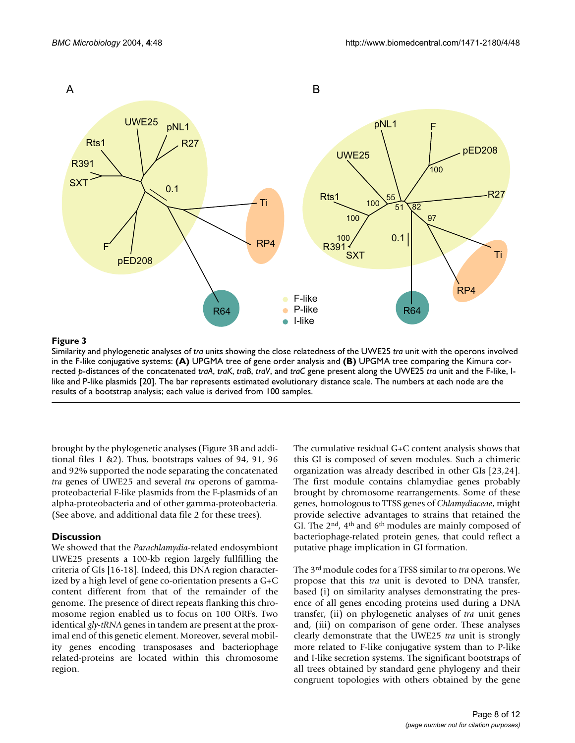**Figure 3**

Similarity and phylogenetic analyses of *tra* units showing the close relatedness of the UWE25 *tra* unit with the operons involved in the F-like conjugative systems: **(A)** UPGMA tree of gene order analysis and **(B)** UPGMA tree comparing the Kimura corrected *p*-distances of the concatenated *traA*, *traK*, *traB*, *traV*, and *traC* gene present along the UWE25 *tra* unit and the F-like, I-like and P-like plasmids [20]. The bar represents estimated evolutionary distance scale. The numbers at each node are the results of a bootstrap analysis; each value is derived from 100 samples.

brought by the phylogenetic analyses (Figure 3B and additional files 1 &2). Thus, bootstraps values of 94, 91, 96 and 92% supported the node separating the concatenated *tra* genes of UWE25 and several *tra* operons of gamma-proteobacterial F-like plasmids from the F-plasmids of an alpha-proteobacteria and of other gamma-proteobacteria. (See above, and additional data file 2 for these trees).

## Discussion

We showed that the *Parachlamydia*-related endosymbiont UWE25 presents a 100-kb region largely fullfilling the criteria of GIs [16-18]. Indeed, this DNA region characterized by a high level of gene co-orientation presents a G+C content different from that of the remainder of the genome. The presence of direct repeats flanking this chromosome region enabled us to focus on 100 ORFs. Two identical *gly-tRNA* genes in tandem are present at the proximal end of this genetic element. Moreover, several mobility genes encoding transposases and bacteriophage related-proteins are located within this chromosome region.

The cumulative residual G+C content analysis shows that this GI is composed of seven modules. Such a chimeric organization was already described in other GIs [23,24]. The first module contains chlamydiae genes probably brought by chromosome rearrangements. Some of these genes, homologous to TTSS genes of *Chlamydiaceae*, might provide selective advantages to strains that retained the GI. The 2nd, 4th and 6th modules are mainly composed of bacteriophage-related protein genes, that could reflect a putative phage implication in GI formation.

The 3rd module codes for a TFSS similar to *tra* operons. We propose that this *tra* unit is devoted to DNA transfer, based (i) on similarity analyses demonstrating the presence of all genes encoding proteins used during a DNA transfer, (ii) on phylogenetic analyses of *tra* unit genes and, (iii) on comparison of gene order. These analyses clearly demonstrate that the UWE25 *tra* unit is strongly more related to F-like conjugative system than to P-like and I-like secretion systems. The significant bootstraps of all trees obtained by standard gene phylogeny and their congruent topologies with others obtained by the gene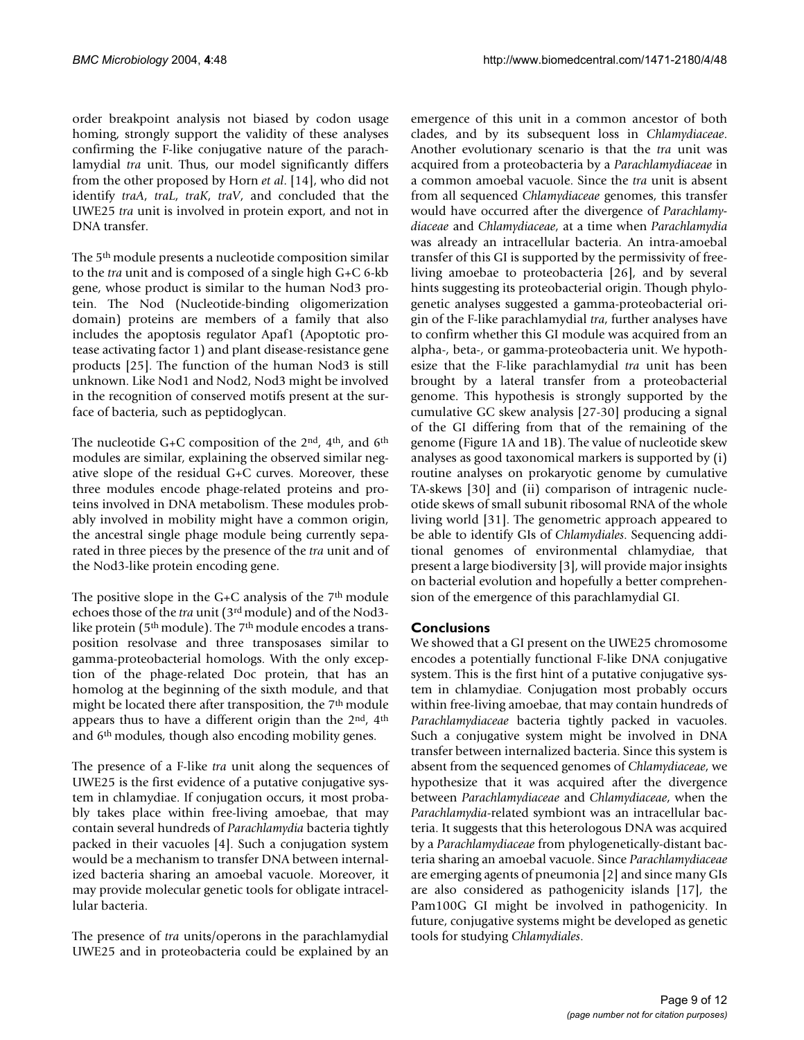order breakpoint analysis not biased by codon usage homing, strongly support the validity of these analyses confirming the F-like conjugative nature of the parachlamydial *tra* unit. Thus, our model significantly differs from the other proposed by Horn *et al*. [14], who did not identify *traA*, *traL*, *traK*, *traV*, and concluded that the UWE25 *tra* unit is involved in protein export, and not in DNA transfer.

The 5th module presents a nucleotide composition similar to the *tra* unit and is composed of a single high G+C 6-kb gene, whose product is similar to the human Nod3 protein. The Nod (Nucleotide-binding oligomerization domain) proteins are members of a family that also includes the apoptosis regulator Apaf1 (Apoptotic protease activating factor 1) and plant disease-resistance gene products [25]. The function of the human Nod3 is still unknown. Like Nod1 and Nod2, Nod3 might be involved in the recognition of conserved motifs present at the surface of bacteria, such as peptidoglycan.

The nucleotide G+C composition of the 2nd, 4th, and 6th modules are similar, explaining the observed similar negative slope of the residual G+C curves. Moreover, these three modules encode phage-related proteins and proteins involved in DNA metabolism. These modules probably involved in mobility might have a common origin, the ancestral single phage module being currently separated in three pieces by the presence of the *tra* unit and of the Nod3-like protein encoding gene.

The positive slope in the G+C analysis of the 7th module echoes those of the *tra* unit (3rd module) and of the Nod3-like protein (5th module). The 7th module encodes a transposition resolvase and three transposases similar to gamma-proteobacterial homologs. With the only exception of the phage-related Doc protein, that has an homolog at the beginning of the sixth module, and that might be located there after transposition, the 7th module appears thus to have a different origin than the 2nd, 4th and 6th modules, though also encoding mobility genes.

The presence of a F-like *tra* unit along the sequences of UWE25 is the first evidence of a putative conjugative system in chlamydiae. If conjugation occurs, it most probably takes place within free-living amoebae, that may contain several hundreds of *Parachlamydia* bacteria tightly packed in their vacuoles [4]. Such a conjugation system would be a mechanism to transfer DNA between internalized bacteria sharing an amoebal vacuole. Moreover, it may provide molecular genetic tools for obligate intracellular bacteria.

The presence of *tra* units/operons in the parachlamydial UWE25 and in proteobacteria could be explained by an emergence of this unit in a common ancestor of both clades, and by its subsequent loss in *Chlamydiaceae*. Another evolutionary scenario is that the *tra* unit was acquired from a proteobacteria by a *Parachlamydiaceae* in a common amoebal vacuole. Since the *tra* unit is absent from all sequenced *Chlamydiaceae* genomes, this transfer would have occurred after the divergence of *Parachlamydiaceae* and *Chlamydiaceae*, at a time when *Parachlamydia* was already an intracellular bacteria. An intra-amoebal transfer of this GI is supported by the permissivity of free-living amoebae to proteobacteria [26], and by several hints suggesting its proteobacterial origin. Though phylogenetic analyses suggested a gamma-proteobacterial origin of the F-like parachlamydial *tra*, further analyses have to confirm whether this GI module was acquired from an alpha-, beta-, or gamma-proteobacteria unit. We hypothesize that the F-like parachlamydial *tra* unit has been brought by a lateral transfer from a proteobacterial genome. This hypothesis is strongly supported by the cumulative GC skew analysis [27-30] producing a signal of the GI differing from that of the remaining of the genome (Figure 1A and 1B). The value of nucleotide skew analyses as good taxonomical markers is supported by (i) routine analyses on prokaryotic genome by cumulative TA-skews [30] and (ii) comparison of intragenic nucleotide skews of small subunit ribosomal RNA of the whole living world [31]. The genometric approach appeared to be able to identify GIs of *Chlamydiales*. Sequencing additional genomes of environmental chlamydiae, that present a large biodiversity [3], will provide major insights on bacterial evolution and hopefully a better comprehension of the emergence of this parachlamydial GI.

## Conclusions

We showed that a GI present on the UWE25 chromosome encodes a potentially functional F-like DNA conjugative system. This is the first hint of a putative conjugative system in chlamydiae. Conjugation most probably occurs within free-living amoebae, that may contain hundreds of *Parachlamydiaceae* bacteria tightly packed in vacuoles. Such a conjugative system might be involved in DNA transfer between internalized bacteria. Since this system is absent from the sequenced genomes of *Chlamydiaceae*, we hypothesize that it was acquired after the divergence between *Parachlamydiaceae* and *Chlamydiaceae*, when the *Parachlamydia*-related symbiont was an intracellular bacteria. It suggests that this heterologous DNA was acquired by a *Parachlamydiaceae* from phylogenetically-distant bacteria sharing an amoebal vacuole. Since *Parachlamydiaceae* are emerging agents of pneumonia [2] and since many GIs are also considered as pathogenicity islands [17], the Pam100G GI might be involved in pathogenicity. In future, conjugative systems might be developed as genetic tools for studying *Chlamydiales*.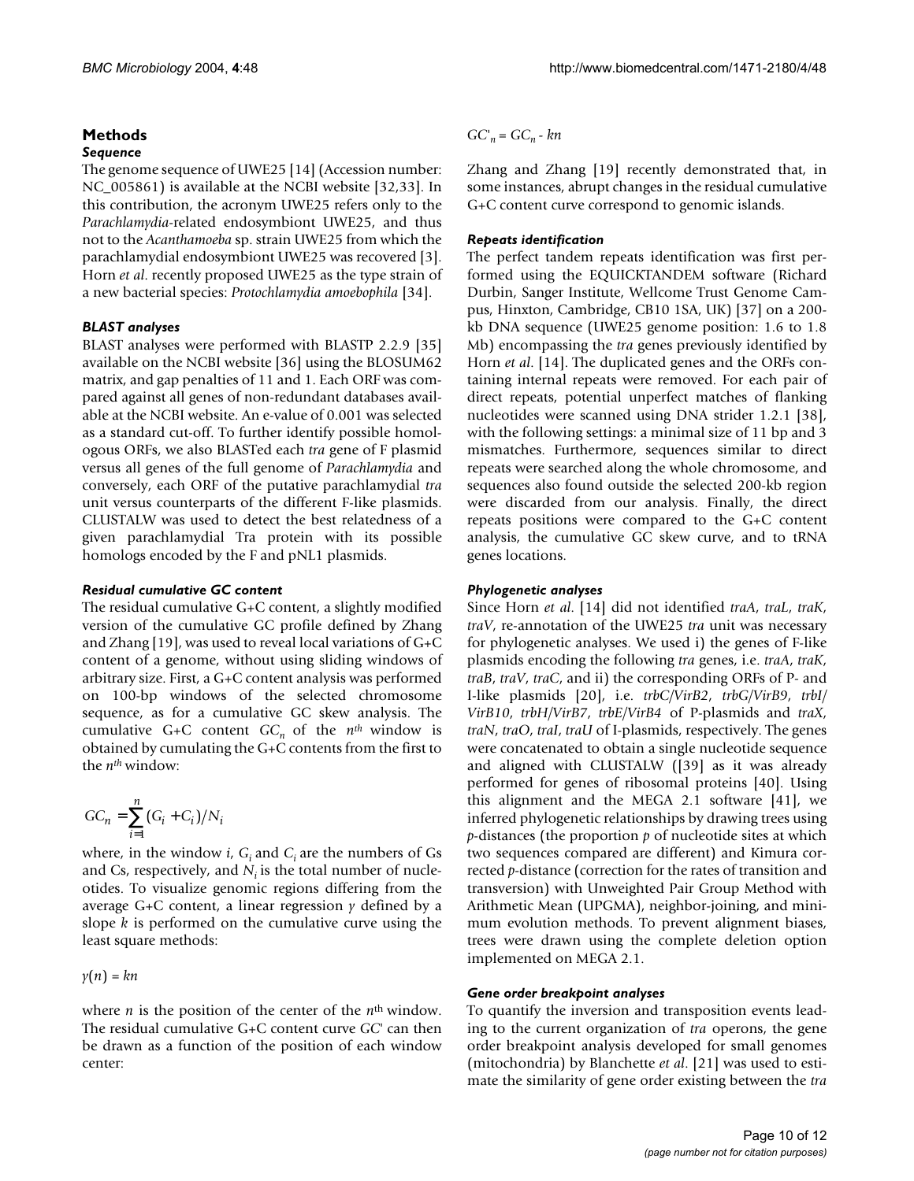## Methods

### *Sequence*

The genome sequence of UWE25 [14] (Accession number: NC_005861) is available at the NCBI website [32,33]. In this contribution, the acronym UWE25 refers only to the *Parachlamydia*-related endosymbiont UWE25, and thus not to the *Acanthamoeba* sp. strain UWE25 from which the parachlamydial endosymbiont UWE25 was recovered [3]. Horn *et al*. recently proposed UWE25 as the type strain of a new bacterial species: *Protochlamydia amoebophila* [34].

### *BLAST analyses*

BLAST analyses were performed with BLASTP 2.2.9 [35] available on the NCBI website [36] using the BLOSUM62 matrix, and gap penalties of 11 and 1. Each ORF was compared against all genes of non-redundant databases available at the NCBI website. An e-value of 0.001 was selected as a standard cut-off. To further identify possible homologous ORFs, we also BLASTed each *tra* gene of F plasmid versus all genes of the full genome of *Parachlamydia* and conversely, each ORF of the putative parachlamydial *tra* unit versus counterparts of the different F-like plasmids. CLUSTALW was used to detect the best relatedness of a given parachlamydial Tra protein with its possible homologs encoded by the F and pNL1 plasmids.

### *Residual cumulative GC content*

The residual cumulative G+C content, a slightly modified version of the cumulative GC profile defined by Zhang and Zhang [19], was used to reveal local variations of G+C content of a genome, without using sliding windows of arbitrary size. First, a G+C content analysis was performed on 100-bp windows of the selected chromosome sequence, as for a cumulative GC skew analysis. The cumulative G+C content $GC_n$ of the $n^{th}$ window is obtained by cumulating the G+C contents from the first to the $n^{th}$ window:

$$GC_n = \sum_{i=1}^{n} (G_i + C_i)/N_i$$

where, in the window $i$, $G_i$ and $C_i$ are the numbers of Gs and Cs, respectively, and $N_i$ is the total number of nucleotides. To visualize genomic regions differing from the average G+C content, a linear regression $y$ defined by a slope $k$ is performed on the cumulative curve using the least square methods:

$$y(n) = kn$$

where $n$ is the position of the center of the $n^{\text{th}}$ window. The residual cumulative G+C content curve $GC'$ can then be drawn as a function of the position of each window center:

$$GC'_n = GC_n - kn$$

Zhang and Zhang [19] recently demonstrated that, in some instances, abrupt changes in the residual cumulative G+C content curve correspond to genomic islands.

### *Repeats identification*

The perfect tandem repeats identification was first performed using the EQUICKTANDEM software (Richard Durbin, Sanger Institute, Wellcome Trust Genome Campus, Hinxton, Cambridge, CB10 1SA, UK) [37] on a 200-kb DNA sequence (UWE25 genome position: 1.6 to 1.8 Mb) encompassing the *tra* genes previously identified by Horn *et al*. [14]. The duplicated genes and the ORFs containing internal repeats were removed. For each pair of direct repeats, potential unperfect matches of flanking nucleotides were scanned using DNA strider 1.2.1 [38], with the following settings: a minimal size of 11 bp and 3 mismatches. Furthermore, sequences similar to direct repeats were searched along the whole chromosome, and sequences also found outside the selected 200-kb region were discarded from our analysis. Finally, the direct repeats positions were compared to the G+C content analysis, the cumulative GC skew curve, and to tRNA genes locations.

### *Phylogenetic analyses*

Since Horn *et al*. [14] did not identified *traA*, *traL*, *traK*, *traV*, re-annotation of the UWE25 *tra* unit was necessary for phylogenetic analyses. We used i) the genes of F-like plasmids encoding the following *tra* genes, i.e. *traA*, *traK*, *traB*, *traV*, *traC*, and ii) the corresponding ORFs of P- and I-like plasmids [20], i.e. *trbC/VirB2*, *trbG/VirB9*, *trbI/VirB10*, *trbH/VirB7*, *trbE/VirB4* of P-plasmids and *traX*, *traN*, *traO*, *traI*, *traU* of I-plasmids, respectively. The genes were concatenated to obtain a single nucleotide sequence and aligned with CLUSTALW ([39] as it was already performed for genes of ribosomal proteins [40]. Using this alignment and the MEGA 2.1 software [41], we inferred phylogenetic relationships by drawing trees using *p*-distances (the proportion *p* of nucleotide sites at which two sequences compared are different) and Kimura corrected *p*-distance (correction for the rates of transition and transversion) with Unweighted Pair Group Method with Arithmetic Mean (UPGMA), neighbor-joining, and minimum evolution methods. To prevent alignment biases, trees were drawn using the complete deletion option implemented on MEGA 2.1.

### *Gene order breakpoint analyses*

To quantify the inversion and transposition events leading to the current organization of *tra* operons, the gene order breakpoint analysis developed for small genomes (mitochondria) by Blanchette *et al*. [21] was used to estimate the similarity of gene order existing between the *tra*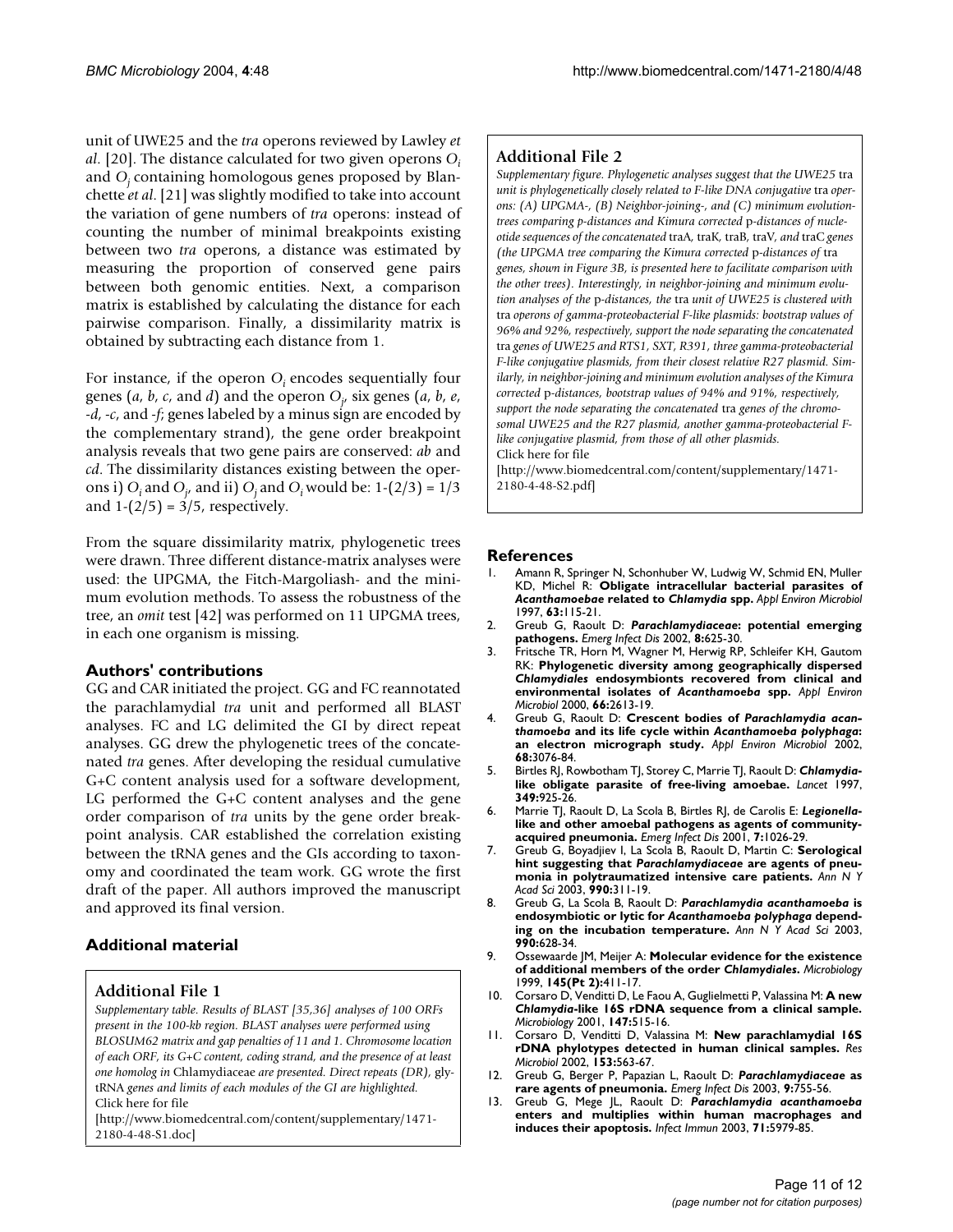unit of UWE25 and the *tra* operons reviewed by Lawley *et al*. [20]. The distance calculated for two given operons $O_i$ and $O_j$ containing homologous genes proposed by Blanchette *et al*. [21] was slightly modified to take into account the variation of gene numbers of *tra* operons: instead of counting the number of minimal breakpoints existing between two *tra* operons, a distance was estimated by measuring the proportion of conserved gene pairs between both genomic entities. Next, a comparison matrix is established by calculating the distance for each pairwise comparison. Finally, a dissimilarity matrix is obtained by subtracting each distance from 1.

For instance, if the operon $O_i$ encodes sequentially four genes (*a*, *b*, *c*, and *d*) and the operon $O_j$, six genes (*a*, *b*, *e*, *-d*, *-c*, and *-f*; genes labeled by a minus sign are encoded by the complementary strand), the gene order breakpoint analysis reveals that two gene pairs are conserved: *ab* and *cd*. The dissimilarity distances existing between the operons i) $O_i$ and $O_j$, and ii) $O_j$ and $O_i$ would be: $1-(2/3) = 1/3$ and $1-(2/5) = 3/5$, respectively.

From the square dissimilarity matrix, phylogenetic trees were drawn. Three different distance-matrix analyses were used: the UPGMA, the Fitch-Margoliash- and the minimum evolution methods. To assess the robustness of the tree, an *omit* test [42] was performed on 11 UPGMA trees, in each one organism is missing.

## Authors' contributions

GG and CAR initiated the project. GG and FC reannotated the parachlamydial *tra* unit and performed all BLAST analyses. FC and LG delimited the GI by direct repeat analyses. GG drew the phylogenetic trees of the concatenated *tra* genes. After developing the residual cumulative G+C content analysis used for a software development, LG performed the G+C content analyses and the gene order comparison of *tra* units by the gene order breakpoint analysis. CAR established the correlation existing between the tRNA genes and the GIs according to taxonomy and coordinated the team work. GG wrote the first draft of the paper. All authors improved the manuscript and approved its final version.

## Additional material

### Additional File 1

*Supplementary table. Results of BLAST [35,36] analyses of 100 ORFs present in the 100-kb region. BLAST analyses were performed using BLOSUM62 matrix and gap penalties of 11 and 1. Chromosome location of each ORF, its G+C content, coding strand, and the presence of at least one homolog in* Chlamydiaceae *are presented. Direct repeats (DR),* gly-tRNA *genes and limits of each modules of the GI are highlighted.*
Click here for file
[http://www.biomedcentral.com/content/supplementary/1471-2180-4-48-S1.doc]

### Additional File 2

*Supplementary figure. Phylogenetic analyses suggest that the UWE25* tra *unit is phylogenetically closely related to F-like DNA conjugative* tra *operons: (A) UPGMA-, (B) Neighbor-joining-, and (C) minimum evolution-trees comparing p-distances and Kimura corrected* p*-distances of nucleotide sequences of the concatenated* traA*,* traK*,* traB*,* traV*, and* traC *genes (the UPGMA tree comparing the Kimura corrected* p*-distances of* tra *genes, shown in Figure 3B, is presented here to facilitate comparison with the other trees). Interestingly, in neighbor-joining and minimum evolution analyses of the* p*-distances, the* tra *unit of UWE25 is clustered with* tra *operons of gamma-proteobacterial F-like plasmids: bootstrap values of 96% and 92%, respectively, support the node separating the concatenated* tra *genes of UWE25 and RTS1, SXT, R391, three gamma-proteobacterial F-like conjugative plasmids, from their closest relative R27 plasmid. Similarly, in neighbor-joining and minimum evolution analyses of the Kimura corrected* p*-distances, bootstrap values of 94% and 91%, respectively, support the node separating the concatenated* tra *genes of the chromosomal UWE25 and the R27 plasmid, another gamma-proteobacterial F-like conjugative plasmid, from those of all other plasmids.*
Click here for file
[http://www.biomedcentral.com/content/supplementary/1471-2180-4-48-S2.pdf]

## References

1. Amann R, Springer N, Schonhuber W, Ludwig W, Schmid EN, Muller KD, Michel R: **Obligate intracellular bacterial parasites of *Acanthamoebae* related to *Chlamydia* spp.** *Appl Environ Microbiol* 1997, **63:**115-21.
2. Greub G, Raoult D: ***Parachlamydiaceae*: potential emerging pathogens.** *Emerg Infect Dis* 2002, **8:**625-30.
3. Fritsche TR, Horn M, Wagner M, Herwig RP, Schleifer KH, Gautom RK: **Phylogenetic diversity among geographically dispersed *Chlamydiales* endosymbionts recovered from clinical and environmental isolates of *Acanthamoeba* spp.** *Appl Environ Microbiol* 2000, **66:**2613-19.
4. Greub G, Raoult D: **Crescent bodies of *Parachlamydia acanthamoeba* and its life cycle within *Acanthamoeba polyphaga*: an electron micrograph study.** *Appl Environ Microbiol* 2002, **68:**3076-84.
5. Birtles RJ, Rowbotham TJ, Storey C, Marrie TJ, Raoult D: ***Chlamydia*-like obligate parasite of free-living amoebae.** *Lancet* 1997, **349:**925-26.
6. Marrie TJ, Raoult D, La Scola B, Birtles RJ, de Carolis E: ***Legionella*-like and other amoebal pathogens as agents of community-acquired pneumonia.** *Emerg Infect Dis* 2001, **7:**1026-29.
7. Greub G, Boyadjiev I, La Scola B, Raoult D, Martin C: **Serological hint suggesting that *Parachlamydiaceae* are agents of pneumonia in polytraumatized intensive care patients.** *Ann N Y Acad Sci* 2003, **990:**311-19.
8. Greub G, La Scola B, Raoult D: ***Parachlamydia acanthamoeba* is endosymbiotic or lytic for *Acanthamoeba polyphaga* depending on the incubation temperature.** *Ann N Y Acad Sci* 2003, **990:**628-34.
9. Ossewaarde JM, Meijer A: **Molecular evidence for the existence of additional members of the order *Chlamydiales*.** *Microbiology* 1999, **145(Pt 2):**411-17.
10. Corsaro D, Venditti D, Le Faou A, Guglielmetti P, Valassina M: **A new *Chlamydia*-like 16S rDNA sequence from a clinical sample.** *Microbiology* 2001, **147:**515-16.
11. Corsaro D, Venditti D, Valassina M: **New parachlamydial 16S rDNA phylotypes detected in human clinical samples.** *Res Microbiol* 2002, **153:**563-67.
12. Greub G, Berger P, Papazian L, Raoult D: ***Parachlamydiaceae* as rare agents of pneumonia.** *Emerg Infect Dis* 2003, **9:**755-56.
13. Greub G, Mege JL, Raoult D: ***Parachlamydia acanthamoeba* enters and multiplies within human macrophages and induces their apoptosis.** *Infect Immun* 2003, **71:**5979-85.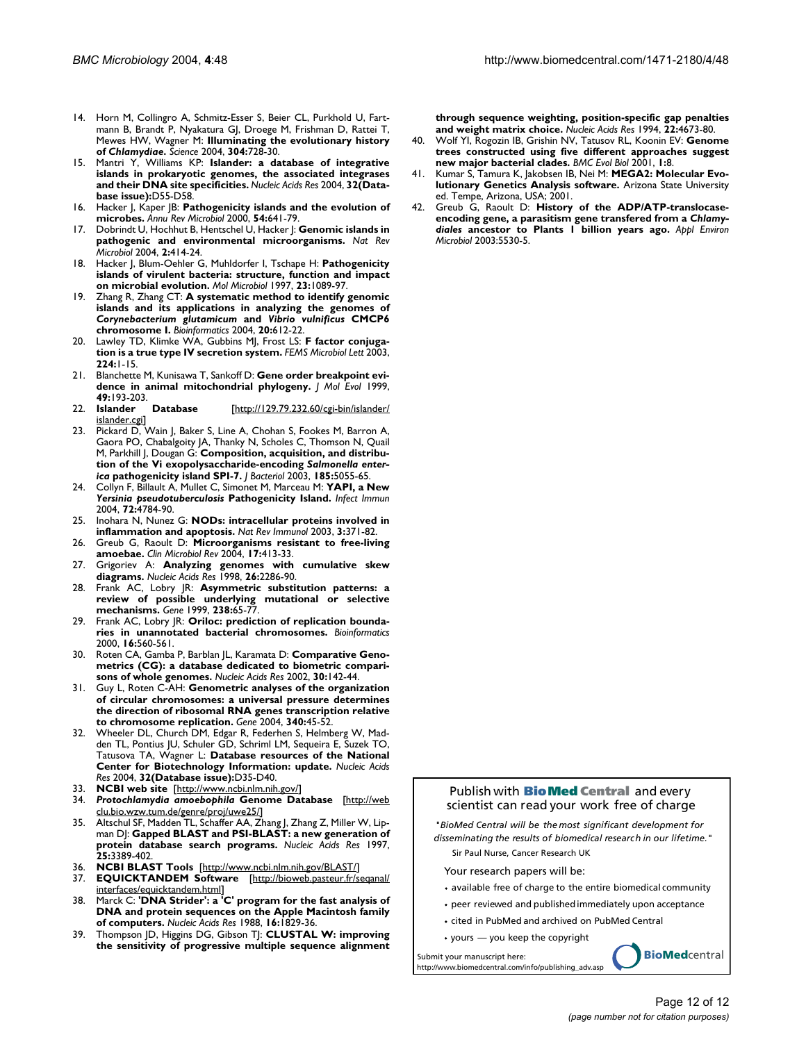14. Horn M, Collingro A, Schmitz-Esser S, Beier CL, Purkhold U, Fartmann B, Brandt P, Nyakatura GJ, Droege M, Frishman D, Rattei T, Mewes HW, Wagner M: **Illuminating the evolutionary history of *Chlamydiae*.** *Science* 2004, **304:**728-30.
15. Mantri Y, Williams KP: **Islander: a database of integrative islands in prokaryotic genomes, the associated integrases and their DNA site specificities.** *Nucleic Acids Res* 2004, **32(Database issue):**D55-D58.
16. Hacker J, Kaper JB: **Pathogenicity islands and the evolution of microbes.** *Annu Rev Microbiol* 2000, **54:**641-79.
17. Dobrindt U, Hochhut B, Hentschel U, Hacker J: **Genomic islands in pathogenic and environmental microorganisms.** *Nat Rev Microbiol* 2004, **2:**414-24.
18. Hacker J, Blum-Oehler G, Muhldorfer I, Tschape H: **Pathogenicity islands of virulent bacteria: structure, function and impact on microbial evolution.** *Mol Microbiol* 1997, **23:**1089-97.
19. Zhang R, Zhang CT: **A systematic method to identify genomic islands and its applications in analyzing the genomes of *Corynebacterium glutamicum* and *Vibrio vulnificus* CMCP6 chromosome I.** *Bioinformatics* 2004, **20:**612-22.
20. Lawley TD, Klimke WA, Gubbins MJ, Frost LS: **F factor conjugation is a true type IV secretion system.** *FEMS Microbiol Lett* 2003, **224:**1-15.
21. Blanchette M, Kunisawa T, Sankoff D: **Gene order breakpoint evidence in animal mitochondrial phylogeny.** *J Mol Evol* 1999, **49:**193-203.
22. **Islander Database** [http://129.79.232.60/cgi-bin/islander/islander.cgi]
23. Pickard D, Wain J, Baker S, Line A, Chohan S, Fookes M, Barron A, Gaora PO, Chabalgoity JA, Thanky N, Scholes C, Thomson N, Quail M, Parkhill J, Dougan G: **Composition, acquisition, and distribution of the Vi exopolysaccharide-encoding *Salmonella enterica* pathogenicity island SPI-7.** *J Bacteriol* 2003, **185:**5055-65.
24. Collyn F, Billault A, Mullet C, Simonet M, Marceau M: **YAPI, a New *Yersinia pseudotuberculosis* Pathogenicity Island.** *Infect Immun* 2004, **72:**4784-90.
25. Inohara N, Nunez G: **NODs: intracellular proteins involved in inflammation and apoptosis.** *Nat Rev Immunol* 2003, **3:**371-82.
26. Greub G, Raoult D: **Microorganisms resistant to free-living amoebae.** *Clin Microbiol Rev* 2004, **17:**413-33.
27. Grigoriev A: **Analyzing genomes with cumulative skew diagrams.** *Nucleic Acids Res* 1998, **26:**2286-90.
28. Frank AC, Lobry JR: **Asymmetric substitution patterns: a review of possible underlying mutational or selective mechanisms.** *Gene* 1999, **238:**65-77.
29. Frank AC, Lobry JR: **Oriloc: prediction of replication boundaries in unannotated bacterial chromosomes.** *Bioinformatics* 2000, **16:**560-561.
30. Roten CA, Gamba P, Barblan JL, Karamata D: **Comparative Genometrics (CG): a database dedicated to biometric comparisons of whole genomes.** *Nucleic Acids Res* 2002, **30:**142-44.
31. Guy L, Roten C-AH: **Genometric analyses of the organization of circular chromosomes: a universal pressure determines the direction of ribosomal RNA genes transcription relative to chromosome replication.** *Gene* 2004, **340:**45-52.
32. Wheeler DL, Church DM, Edgar R, Federhen S, Helmberg W, Madden TL, Pontius JU, Schuler GD, Schriml LM, Sequeira E, Suzek TO, Tatusova TA, Wagner L: **Database resources of the National Center for Biotechnology Information: update.** *Nucleic Acids Res* 2004, **32(Database issue):**D35-D40.
33. **NCBI web site** [http://www.ncbi.nlm.nih.gov/]
34. ***Protochlamydia amoebophila* Genome Database** [http://webclu.bio.wzw.tum.de/genre/proj/uwe25/]
35. Altschul SF, Madden TL, Schaffer AA, Zhang J, Zhang Z, Miller W, Lipman DJ: **Gapped BLAST and PSI-BLAST: a new generation of protein database search programs.** *Nucleic Acids Res* 1997, **25:**3389-402.
36. **NCBI BLAST Tools** [http://www.ncbi.nlm.nih.gov/BLAST/]
37. **EQUICKTANDEM Software** [http://bioweb.pasteur.fr/seqanal/interfaces/equicktandem.html]
38. Marck C: **'DNA Strider': a 'C' program for the fast analysis of DNA and protein sequences on the Apple Macintosh family of computers.** *Nucleic Acids Res* 1988, **16:**1829-36.
39. Thompson JD, Higgins DG, Gibson TJ: **CLUSTAL W: improving the sensitivity of progressive multiple sequence alignment through sequence weighting, position-specific gap penalties and weight matrix choice.** *Nucleic Acids Res* 1994, **22:**4673-80.
40. Wolf YI, Rogozin IB, Grishin NV, Tatusov RL, Koonin EV: **Genome trees constructed using five different approaches suggest new major bacterial clades.** *BMC Evol Biol* 2001, **1:**8.
41. Kumar S, Tamura K, Jakobsen IB, Nei M: **MEGA2: Molecular Evolutionary Genetics Analysis software.** Arizona State University ed. Tempe, Arizona, USA; 2001.
42. Greub G, Raoult D: **History of the ADP/ATP-translocase-encoding gene, a parasitism gene transfered from a *Chlamydiales* ancestor to Plants 1 billion years ago.** *Appl Environ Microbiol* 2003:5530-5.

Publish with **BioMed Central** and every scientist can read your work free of charge

*"BioMed Central will be the most significant development for disseminating the results of biomedical research in our lifetime."*

Sir Paul Nurse, Cancer Research UK

Your research papers will be:

- available free of charge to the entire biomedical community
- peer reviewed and published immediately upon acceptance
- cited in PubMed and archived on PubMed Central
- yours — you keep the copyright

Submit your manuscript here:
http://www.biomedcentral.com/info/publishing_adv.asp

**BioMed**central